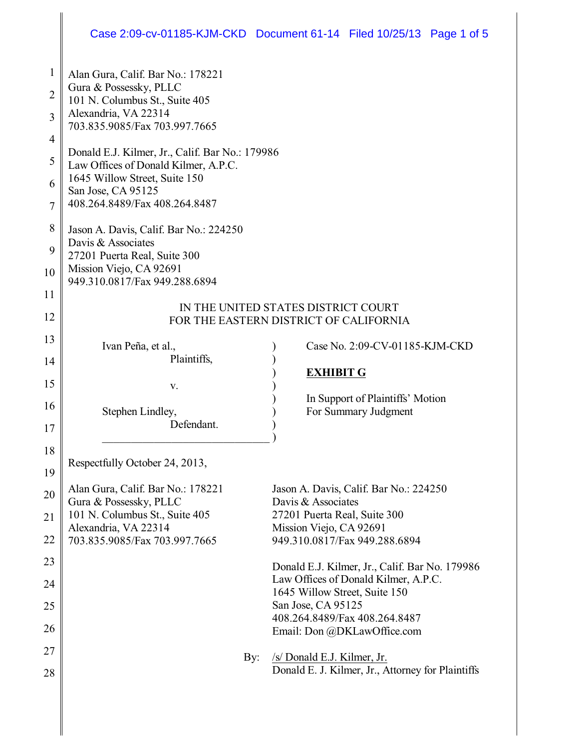Alan Gura, Calif. Bar No.: 178221
Gura & Possessky, PLLC
101 N. Columbus St., Suite 405
Alexandria, VA 22314
703.835.9085/Fax 703.997.7665

Donald E.J. Kilmer, Jr., Calif. Bar No.: 179986
Law Offices of Donald Kilmer, A.P.C.
1645 Willow Street, Suite 150
San Jose, CA 95125
408.264.8489/Fax 408.264.8487

Jason A. Davis, Calif. Bar No.: 224250
Davis & Associates
27201 Puerta Real, Suite 300
Mission Viejo, CA 92691
949.310.0817/Fax 949.288.6894

IN THE UNITED STATES DISTRICT COURT
FOR THE EASTERN DISTRICT OF CALIFORNIA

| | |
|---|---|
| Ivan Peña, et al.,<br>Plaintiffs,<br><br>v.<br><br>Stephen Lindley,<br>Defendant. | Case No. 2:09-CV-01185-KJM-CKD<br><br>**EXHIBIT G**<br><br>In Support of Plaintiffs' Motion For Summary Judgment |

Respectfully October 24, 2013,

Alan Gura, Calif. Bar No.: 178221
Gura & Possessky, PLLC
101 N. Columbus St., Suite 405
Alexandria, VA 22314
703.835.9085/Fax 703.997.7665

Jason A. Davis, Calif. Bar No.: 224250
Davis & Associates
27201 Puerta Real, Suite 300
Mission Viejo, CA 92691
949.310.0817/Fax 949.288.6894

Donald E.J. Kilmer, Jr., Calif. Bar No. 179986
Law Offices of Donald Kilmer, A.P.C.
1645 Willow Street, Suite 150
San Jose, CA 95125
408.264.8489/Fax 408.264.8487
Email: Don @DKLawOffice.com

By: /s/ Donald E.J. Kilmer, Jr.
Donald E. J. Kilmer, Jr., Attorney for Plaintiffs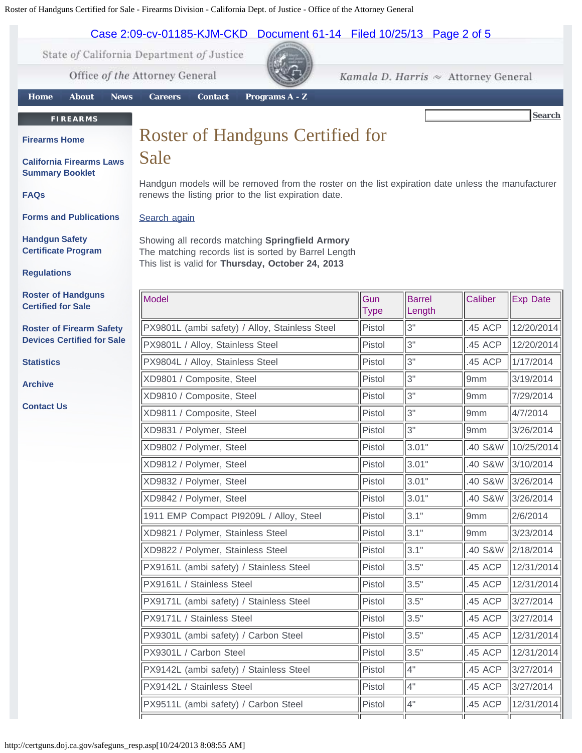State of California Department of Justice

Office of the Attorney General

Kamala D. Harris ~ Attorney General

Home | About | News | Careers | Contact | Programs A - Z

**FIREARMS**

- Firearms Home
- California Firearms Laws Summary Booklet
- FAQs
- Forms and Publications
- Handgun Safety Certificate Program
- Regulations
- Roster of Handguns Certified for Sale
- Roster of Firearm Safety Devices Certified for Sale
- Statistics
- Archive
- Contact Us

Search

# Roster of Handguns Certified for Sale

Handgun models will be removed from the roster on the list expiration date unless the manufacturer renews the listing prior to the list expiration date.

Search again

Showing all records matching **Springfield Armory**
The matching records list is sorted by Barrel Length
This list is valid for **Thursday, October 24, 2013**

| Model | Gun Type | Barrel Length | Caliber | Exp Date |
|---|---|---|---|---|
| PX9801L (ambi safety) / Alloy, Stainless Steel | Pistol | 3" | .45 ACP | 12/20/2014 |
| PX9801L / Alloy, Stainless Steel | Pistol | 3" | .45 ACP | 12/20/2014 |
| PX9804L / Alloy, Stainless Steel | Pistol | 3" | .45 ACP | 1/17/2014 |
| XD9801 / Composite, Steel | Pistol | 3" | 9mm | 3/19/2014 |
| XD9810 / Composite, Steel | Pistol | 3" | 9mm | 7/29/2014 |
| XD9811 / Composite, Steel | Pistol | 3" | 9mm | 4/7/2014 |
| XD9831 / Polymer, Steel | Pistol | 3" | 9mm | 3/26/2014 |
| XD9802 / Polymer, Steel | Pistol | 3.01" | .40 S&W | 10/25/2014 |
| XD9812 / Polymer, Steel | Pistol | 3.01" | .40 S&W | 3/10/2014 |
| XD9832 / Polymer, Steel | Pistol | 3.01" | .40 S&W | 3/26/2014 |
| XD9842 / Polymer, Steel | Pistol | 3.01" | .40 S&W | 3/26/2014 |
| 1911 EMP Compact PI9209L / Alloy, Steel | Pistol | 3.1" | 9mm | 2/6/2014 |
| XD9821 / Polymer, Stainless Steel | Pistol | 3.1" | 9mm | 3/23/2014 |
| XD9822 / Polymer, Stainless Steel | Pistol | 3.1" | .40 S&W | 2/18/2014 |
| PX9161L (ambi safety) / Stainless Steel | Pistol | 3.5" | .45 ACP | 12/31/2014 |
| PX9161L / Stainless Steel | Pistol | 3.5" | .45 ACP | 12/31/2014 |
| PX9171L (ambi safety) / Stainless Steel | Pistol | 3.5" | .45 ACP | 3/27/2014 |
| PX9171L / Stainless Steel | Pistol | 3.5" | .45 ACP | 3/27/2014 |
| PX9301L (ambi safety) / Carbon Steel | Pistol | 3.5" | .45 ACP | 12/31/2014 |
| PX9301L / Carbon Steel | Pistol | 3.5" | .45 ACP | 12/31/2014 |
| PX9142L (ambi safety) / Stainless Steel | Pistol | 4" | .45 ACP | 3/27/2014 |
| PX9142L / Stainless Steel | Pistol | 4" | .45 ACP | 3/27/2014 |
| PX9511L (ambi safety) / Carbon Steel | Pistol | 4" | .45 ACP | 12/31/2014 |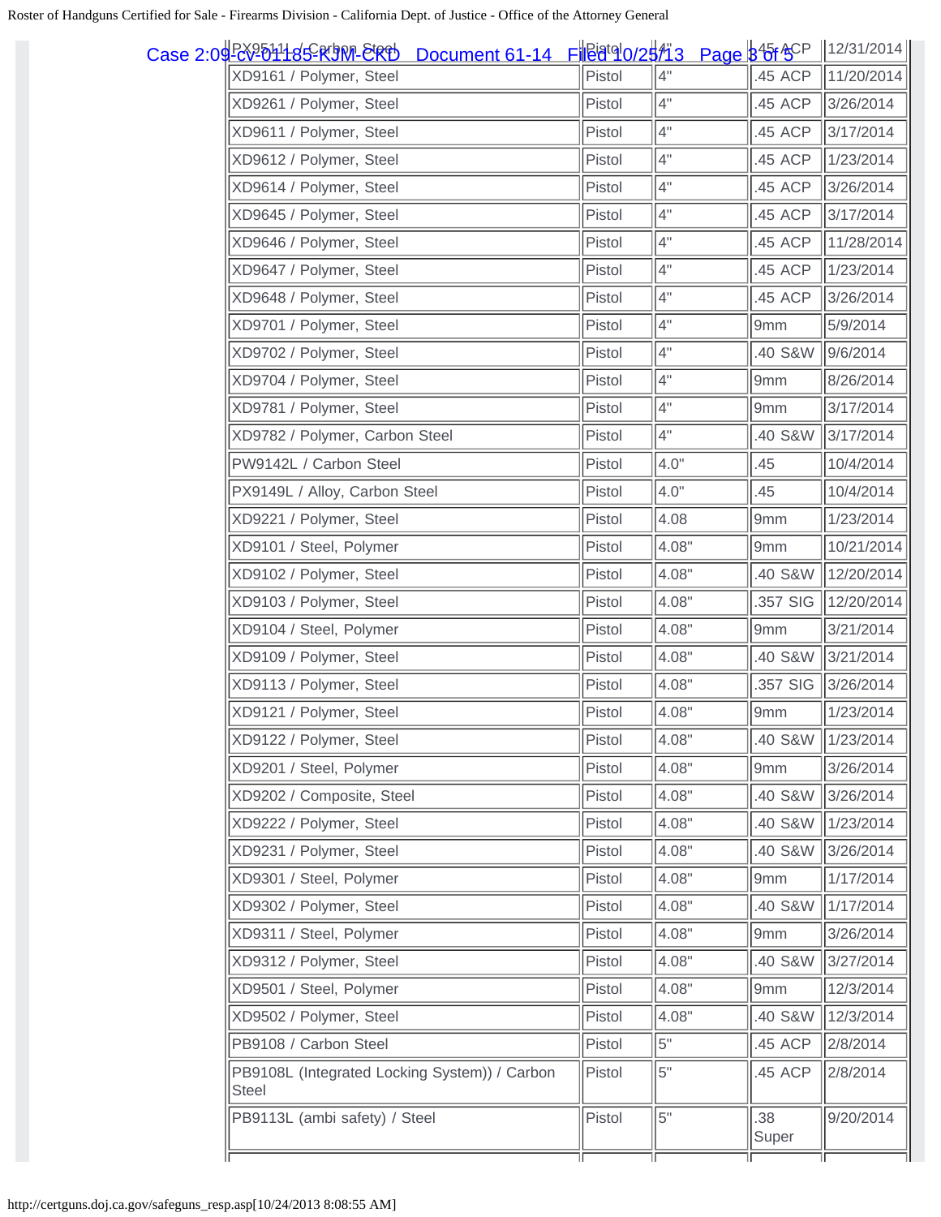| | | | | |
|---|---|---|---|---|
| PX9511L / Carbon Steel | Pistol | 4" | .45 ACP | 12/31/2014 |
| XD9161 / Polymer, Steel | Pistol | 4" | .45 ACP | 11/20/2014 |
| XD9261 / Polymer, Steel | Pistol | 4" | .45 ACP | 3/26/2014 |
| XD9611 / Polymer, Steel | Pistol | 4" | .45 ACP | 3/17/2014 |
| XD9612 / Polymer, Steel | Pistol | 4" | .45 ACP | 1/23/2014 |
| XD9614 / Polymer, Steel | Pistol | 4" | .45 ACP | 3/26/2014 |
| XD9645 / Polymer, Steel | Pistol | 4" | .45 ACP | 3/17/2014 |
| XD9646 / Polymer, Steel | Pistol | 4" | .45 ACP | 11/28/2014 |
| XD9647 / Polymer, Steel | Pistol | 4" | .45 ACP | 1/23/2014 |
| XD9648 / Polymer, Steel | Pistol | 4" | .45 ACP | 3/26/2014 |
| XD9701 / Polymer, Steel | Pistol | 4" | 9mm | 5/9/2014 |
| XD9702 / Polymer, Steel | Pistol | 4" | .40 S&W | 9/6/2014 |
| XD9704 / Polymer, Steel | Pistol | 4" | 9mm | 8/26/2014 |
| XD9781 / Polymer, Steel | Pistol | 4" | 9mm | 3/17/2014 |
| XD9782 / Polymer, Carbon Steel | Pistol | 4" | .40 S&W | 3/17/2014 |
| PW9142L / Carbon Steel | Pistol | 4.0" | .45 | 10/4/2014 |
| PX9149L / Alloy, Carbon Steel | Pistol | 4.0" | .45 | 10/4/2014 |
| XD9221 / Polymer, Steel | Pistol | 4.08 | 9mm | 1/23/2014 |
| XD9101 / Steel, Polymer | Pistol | 4.08" | 9mm | 10/21/2014 |
| XD9102 / Polymer, Steel | Pistol | 4.08" | .40 S&W | 12/20/2014 |
| XD9103 / Polymer, Steel | Pistol | 4.08" | .357 SIG | 12/20/2014 |
| XD9104 / Steel, Polymer | Pistol | 4.08" | 9mm | 3/21/2014 |
| XD9109 / Polymer, Steel | Pistol | 4.08" | .40 S&W | 3/21/2014 |
| XD9113 / Polymer, Steel | Pistol | 4.08" | .357 SIG | 3/26/2014 |
| XD9121 / Polymer, Steel | Pistol | 4.08" | 9mm | 1/23/2014 |
| XD9122 / Polymer, Steel | Pistol | 4.08" | .40 S&W | 1/23/2014 |
| XD9201 / Steel, Polymer | Pistol | 4.08" | 9mm | 3/26/2014 |
| XD9202 / Composite, Steel | Pistol | 4.08" | .40 S&W | 3/26/2014 |
| XD9222 / Polymer, Steel | Pistol | 4.08" | .40 S&W | 1/23/2014 |
| XD9231 / Polymer, Steel | Pistol | 4.08" | .40 S&W | 3/26/2014 |
| XD9301 / Steel, Polymer | Pistol | 4.08" | 9mm | 1/17/2014 |
| XD9302 / Polymer, Steel | Pistol | 4.08" | .40 S&W | 1/17/2014 |
| XD9311 / Steel, Polymer | Pistol | 4.08" | 9mm | 3/26/2014 |
| XD9312 / Polymer, Steel | Pistol | 4.08" | .40 S&W | 3/27/2014 |
| XD9501 / Steel, Polymer | Pistol | 4.08" | 9mm | 12/3/2014 |
| XD9502 / Polymer, Steel | Pistol | 4.08" | .40 S&W | 12/3/2014 |
| PB9108 / Carbon Steel | Pistol | 5" | .45 ACP | 2/8/2014 |
| PB9108L (Integrated Locking System)) / Carbon Steel | Pistol | 5" | .45 ACP | 2/8/2014 |
| PB9113L (ambi safety) / Steel | Pistol | 5" | .38 Super | 9/20/2014 |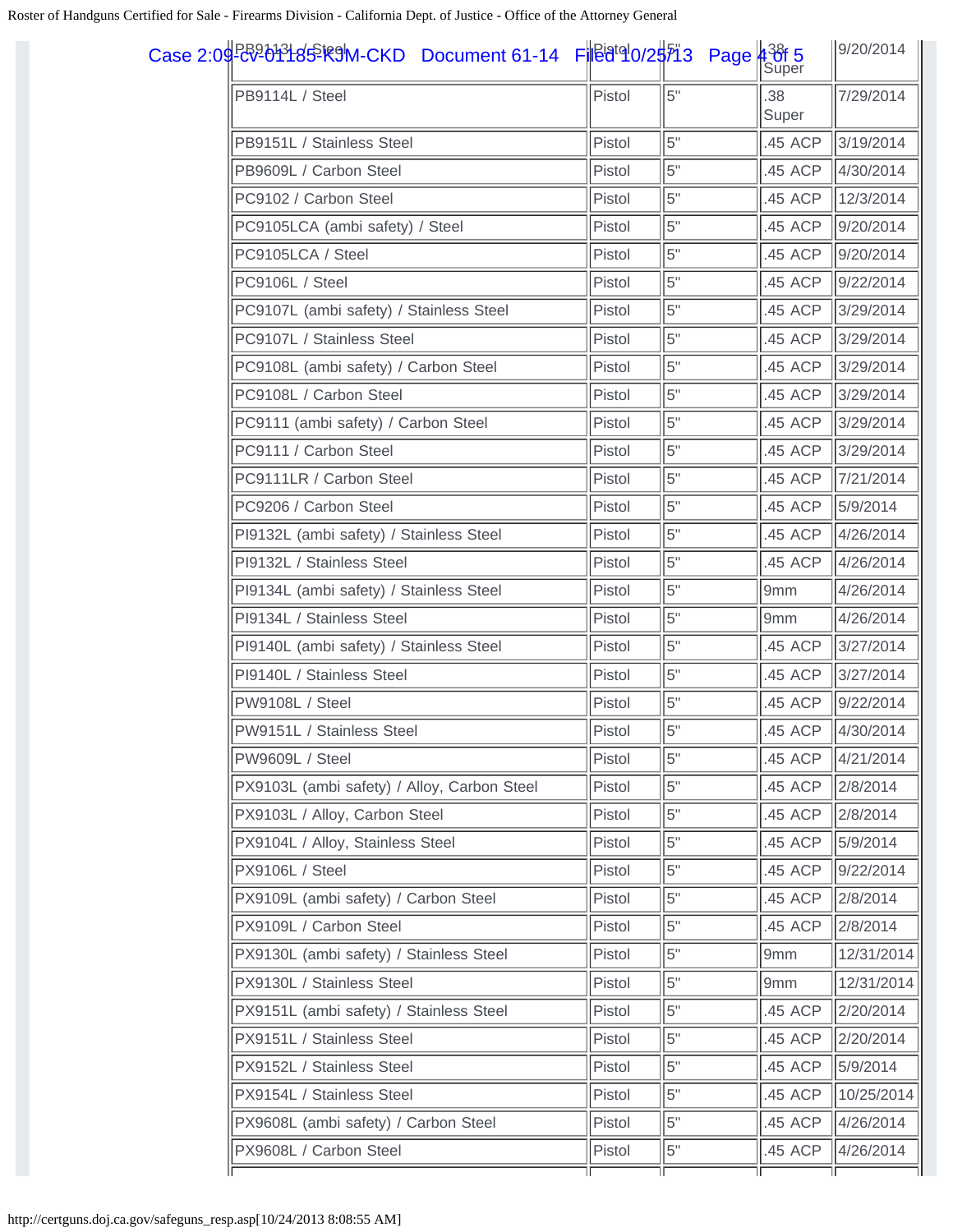| | | | | |
|---|---|---|---|---|
| PB9113L / Steel | Pistol | 5" | .38 Super | 9/20/2014 |
| PB9114L / Steel | Pistol | 5" | .38 Super | 7/29/2014 |
| PB9151L / Stainless Steel | Pistol | 5" | .45 ACP | 3/19/2014 |
| PB9609L / Carbon Steel | Pistol | 5" | .45 ACP | 4/30/2014 |
| PC9102 / Carbon Steel | Pistol | 5" | .45 ACP | 12/3/2014 |
| PC9105LCA (ambi safety) / Steel | Pistol | 5" | .45 ACP | 9/20/2014 |
| PC9105LCA / Steel | Pistol | 5" | .45 ACP | 9/20/2014 |
| PC9106L / Steel | Pistol | 5" | .45 ACP | 9/22/2014 |
| PC9107L (ambi safety) / Stainless Steel | Pistol | 5" | .45 ACP | 3/29/2014 |
| PC9107L / Stainless Steel | Pistol | 5" | .45 ACP | 3/29/2014 |
| PC9108L (ambi safety) / Carbon Steel | Pistol | 5" | .45 ACP | 3/29/2014 |
| PC9108L / Carbon Steel | Pistol | 5" | .45 ACP | 3/29/2014 |
| PC9111 (ambi safety) / Carbon Steel | Pistol | 5" | .45 ACP | 3/29/2014 |
| PC9111 / Carbon Steel | Pistol | 5" | .45 ACP | 3/29/2014 |
| PC9111LR / Carbon Steel | Pistol | 5" | .45 ACP | 7/21/2014 |
| PC9206 / Carbon Steel | Pistol | 5" | .45 ACP | 5/9/2014 |
| PI9132L (ambi safety) / Stainless Steel | Pistol | 5" | .45 ACP | 4/26/2014 |
| PI9132L / Stainless Steel | Pistol | 5" | .45 ACP | 4/26/2014 |
| PI9134L (ambi safety) / Stainless Steel | Pistol | 5" | 9mm | 4/26/2014 |
| PI9134L / Stainless Steel | Pistol | 5" | 9mm | 4/26/2014 |
| PI9140L (ambi safety) / Stainless Steel | Pistol | 5" | .45 ACP | 3/27/2014 |
| PI9140L / Stainless Steel | Pistol | 5" | .45 ACP | 3/27/2014 |
| PW9108L / Steel | Pistol | 5" | .45 ACP | 9/22/2014 |
| PW9151L / Stainless Steel | Pistol | 5" | .45 ACP | 4/30/2014 |
| PW9609L / Steel | Pistol | 5" | .45 ACP | 4/21/2014 |
| PX9103L (ambi safety) / Alloy, Carbon Steel | Pistol | 5" | .45 ACP | 2/8/2014 |
| PX9103L / Alloy, Carbon Steel | Pistol | 5" | .45 ACP | 2/8/2014 |
| PX9104L / Alloy, Stainless Steel | Pistol | 5" | .45 ACP | 5/9/2014 |
| PX9106L / Steel | Pistol | 5" | .45 ACP | 9/22/2014 |
| PX9109L (ambi safety) / Carbon Steel | Pistol | 5" | .45 ACP | 2/8/2014 |
| PX9109L / Carbon Steel | Pistol | 5" | .45 ACP | 2/8/2014 |
| PX9130L (ambi safety) / Stainless Steel | Pistol | 5" | 9mm | 12/31/2014 |
| PX9130L / Stainless Steel | Pistol | 5" | 9mm | 12/31/2014 |
| PX9151L (ambi safety) / Stainless Steel | Pistol | 5" | .45 ACP | 2/20/2014 |
| PX9151L / Stainless Steel | Pistol | 5" | .45 ACP | 2/20/2014 |
| PX9152L / Stainless Steel | Pistol | 5" | .45 ACP | 5/9/2014 |
| PX9154L / Stainless Steel | Pistol | 5" | .45 ACP | 10/25/2014 |
| PX9608L (ambi safety) / Carbon Steel | Pistol | 5" | .45 ACP | 4/26/2014 |
| PX9608L / Carbon Steel | Pistol | 5" | .45 ACP | 4/26/2014 |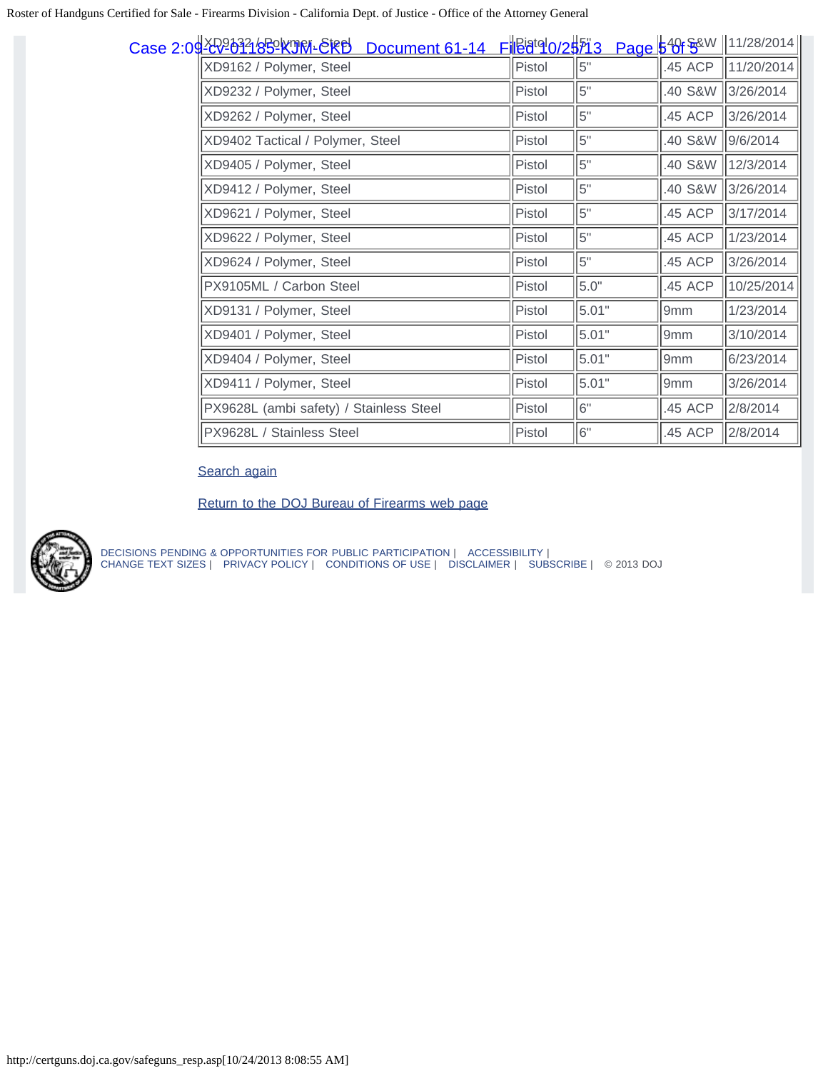| | | | | |
|---|---|---|---|---|
| XD9132 / Polymer, Steel | Pistol | 5" | .40 S&W | 11/28/2014 |
| XD9162 / Polymer, Steel | Pistol | 5" | .45 ACP | 11/20/2014 |
| XD9232 / Polymer, Steel | Pistol | 5" | .40 S&W | 3/26/2014 |
| XD9262 / Polymer, Steel | Pistol | 5" | .45 ACP | 3/26/2014 |
| XD9402 Tactical / Polymer, Steel | Pistol | 5" | .40 S&W | 9/6/2014 |
| XD9405 / Polymer, Steel | Pistol | 5" | .40 S&W | 12/3/2014 |
| XD9412 / Polymer, Steel | Pistol | 5" | .40 S&W | 3/26/2014 |
| XD9621 / Polymer, Steel | Pistol | 5" | .45 ACP | 3/17/2014 |
| XD9622 / Polymer, Steel | Pistol | 5" | .45 ACP | 1/23/2014 |
| XD9624 / Polymer, Steel | Pistol | 5" | .45 ACP | 3/26/2014 |
| PX9105ML / Carbon Steel | Pistol | 5.0" | .45 ACP | 10/25/2014 |
| XD9131 / Polymer, Steel | Pistol | 5.01" | 9mm | 1/23/2014 |
| XD9401 / Polymer, Steel | Pistol | 5.01" | 9mm | 3/10/2014 |
| XD9404 / Polymer, Steel | Pistol | 5.01" | 9mm | 6/23/2014 |
| XD9411 / Polymer, Steel | Pistol | 5.01" | 9mm | 3/26/2014 |
| PX9628L (ambi safety) / Stainless Steel | Pistol | 6" | .45 ACP | 2/8/2014 |
| PX9628L / Stainless Steel | Pistol | 6" | .45 ACP | 2/8/2014 |

Search again

Return to the DOJ Bureau of Firearms web page

DECISIONS PENDING & OPPORTUNITIES FOR PUBLIC PARTICIPATION | ACCESSIBILITY | CHANGE TEXT SIZES | PRIVACY POLICY | CONDITIONS OF USE | DISCLAIMER | SUBSCRIBE | © 2013 DOJ